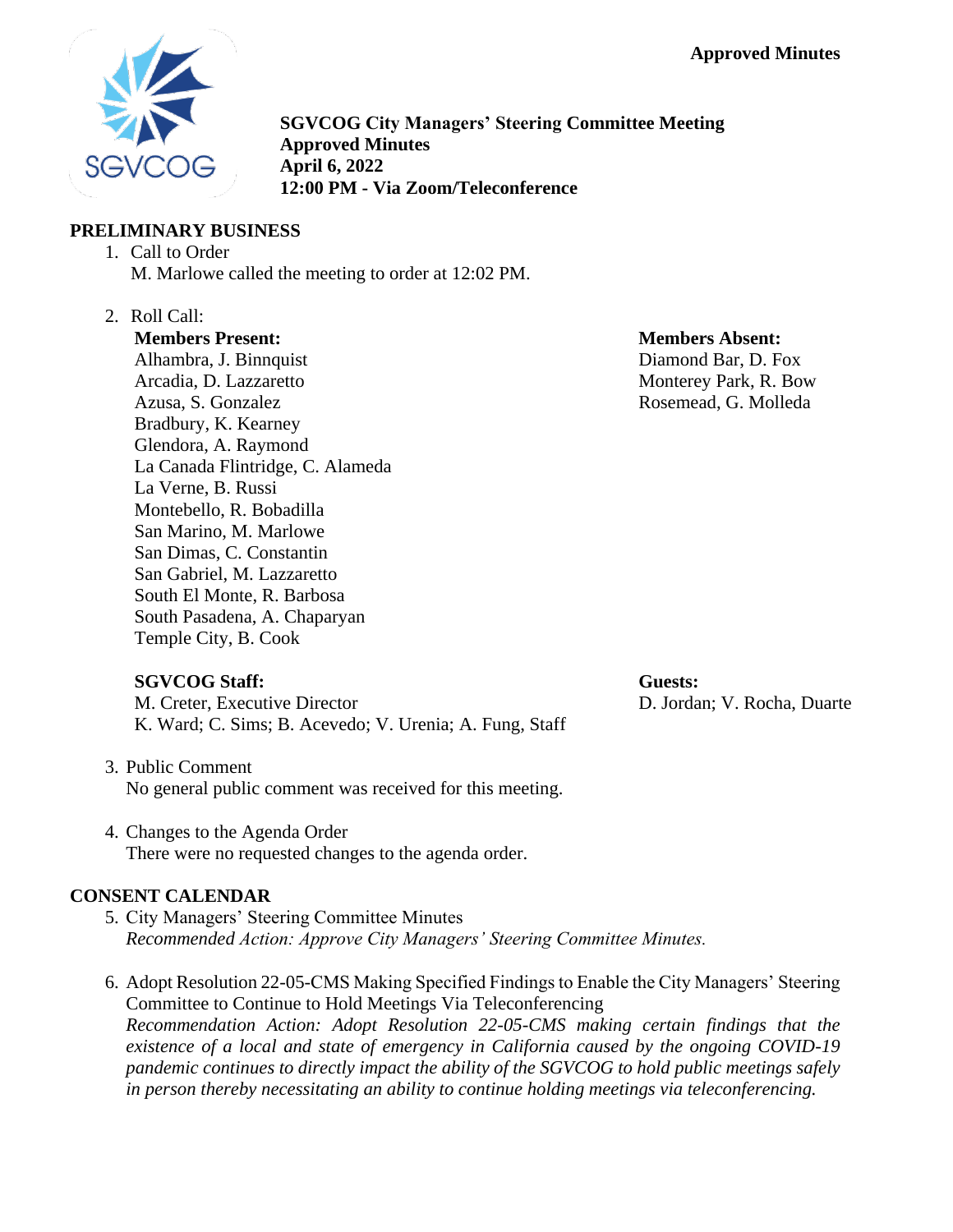**Approved Minutes**

**SGVCOG City Managers' Steering Committee Meeting**
**Approved Minutes**
**April 6, 2022**
**12:00 PM - Via Zoom/Teleconference**

## PRELIMINARY BUSINESS

1. Call to Order
   M. Marlowe called the meeting to order at 12:02 PM.

2. Roll Call:

   **Members Present:**
   Alhambra, J. Binnquist
   Arcadia, D. Lazzaretto
   Azusa, S. Gonzalez
   Bradbury, K. Kearney
   Glendora, A. Raymond
   La Canada Flintridge, C. Alameda
   La Verne, B. Russi
   Montebello, R. Bobadilla
   San Marino, M. Marlowe
   San Dimas, C. Constantin
   San Gabriel, M. Lazzaretto
   South El Monte, R. Barbosa
   South Pasadena, A. Chaparyan
   Temple City, B. Cook

   **Members Absent:**
   Diamond Bar, D. Fox
   Monterey Park, R. Bow
   Rosemead, G. Molleda

   **SGVCOG Staff:**
   M. Creter, Executive Director
   K. Ward; C. Sims; B. Acevedo; V. Urenia; A. Fung, Staff

   **Guests:**
   D. Jordan; V. Rocha, Duarte

3. Public Comment
   No general public comment was received for this meeting.

4. Changes to the Agenda Order
   There were no requested changes to the agenda order.

## CONSENT CALENDAR

5. City Managers' Steering Committee Minutes
   *Recommended Action: Approve City Managers' Steering Committee Minutes.*

6. Adopt Resolution 22-05-CMS Making Specified Findings to Enable the City Managers' Steering Committee to Continue to Hold Meetings Via Teleconferencing
   *Recommendation Action: Adopt Resolution 22-05-CMS making certain findings that the existence of a local and state of emergency in California caused by the ongoing COVID-19 pandemic continues to directly impact the ability of the SGVCOG to hold public meetings safely in person thereby necessitating an ability to continue holding meetings via teleconferencing.*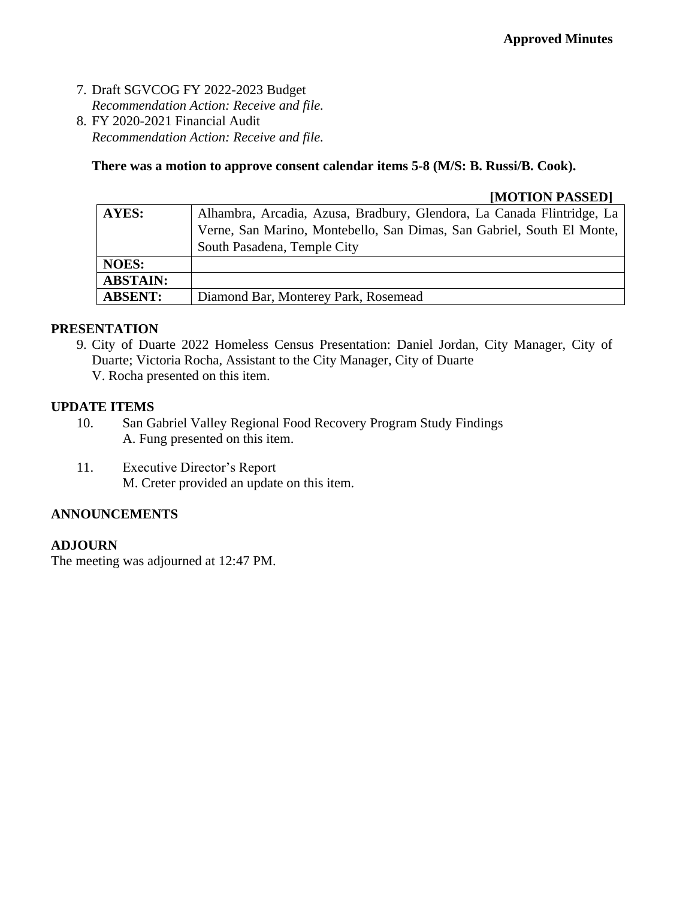**Approved Minutes**

7. Draft SGVCOG FY 2022-2023 Budget
   *Recommendation Action: Receive and file.*
8. FY 2020-2021 Financial Audit
   *Recommendation Action: Receive and file.*

**There was a motion to approve consent calendar items 5-8 (M/S: B. Russi/B. Cook).**

**[MOTION PASSED]**

| | |
|---|---|
| **AYES:** | Alhambra, Arcadia, Azusa, Bradbury, Glendora, La Canada Flintridge, La Verne, San Marino, Montebello, San Dimas, San Gabriel, South El Monte, South Pasadena, Temple City |
| **NOES:** | |
| **ABSTAIN:** | |
| **ABSENT:** | Diamond Bar, Monterey Park, Rosemead |

## PRESENTATION

9. City of Duarte 2022 Homeless Census Presentation: Daniel Jordan, City Manager, City of Duarte; Victoria Rocha, Assistant to the City Manager, City of Duarte
   V. Rocha presented on this item.

## UPDATE ITEMS

10. San Gabriel Valley Regional Food Recovery Program Study Findings
    A. Fung presented on this item.

11. Executive Director's Report
    M. Creter provided an update on this item.

## ANNOUNCEMENTS

## ADJOURN

The meeting was adjourned at 12:47 PM.